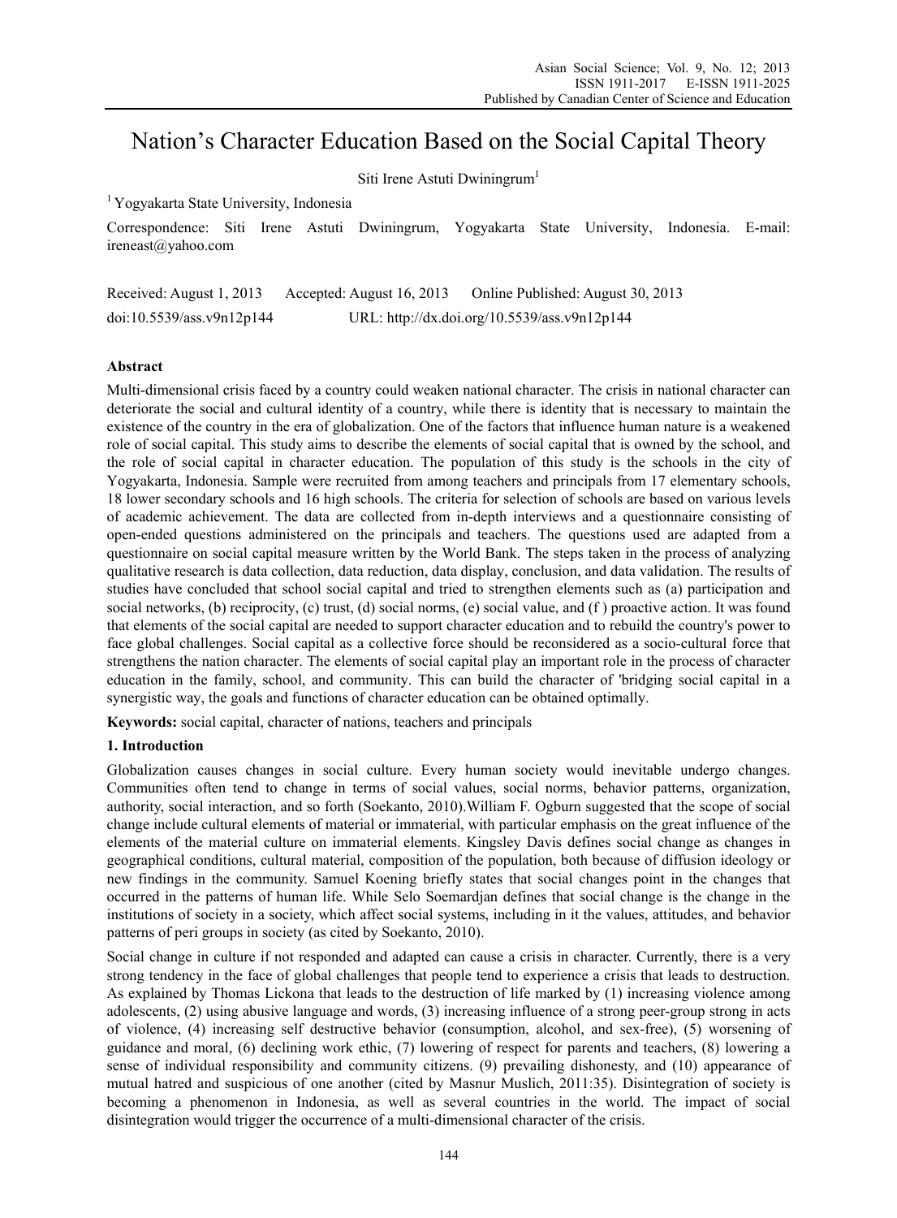# Nation's Character Education Based on the Social Capital Theory

Siti Irene Astuti Dwiningrum[1]

[1] Yogyakarta State University, Indonesia

Correspondence: Siti Irene Astuti Dwiningrum, Yogyakarta State University, Indonesia. E-mail: ireneast@yahoo.com

Received: August 1, 2013 Accepted: August 16, 2013 Online Published: August 30, 2013

doi:10.5539/ass.v9n12p144 URL: http://dx.doi.org/10.5539/ass.v9n12p144

## Abstract

Multi-dimensional crisis faced by a country could weaken national character. The crisis in national character can deteriorate the social and cultural identity of a country, while there is identity that is necessary to maintain the existence of the country in the era of globalization. One of the factors that influence human nature is a weakened role of social capital. This study aims to describe the elements of social capital that is owned by the school, and the role of social capital in character education. The population of this study is the schools in the city of Yogyakarta, Indonesia. Sample were recruited from among teachers and principals from 17 elementary schools, 18 lower secondary schools and 16 high schools. The criteria for selection of schools are based on various levels of academic achievement. The data are collected from in-depth interviews and a questionnaire consisting of open-ended questions administered on the principals and teachers. The questions used are adapted from a questionnaire on social capital measure written by the World Bank. The steps taken in the process of analyzing qualitative research is data collection, data reduction, data display, conclusion, and data validation. The results of studies have concluded that school social capital and tried to strengthen elements such as (a) participation and social networks, (b) reciprocity, (c) trust, (d) social norms, (e) social value, and (f ) proactive action. It was found that elements of the social capital are needed to support character education and to rebuild the country's power to face global challenges. Social capital as a collective force should be reconsidered as a socio-cultural force that strengthens the nation character. The elements of social capital play an important role in the process of character education in the family, school, and community. This can build the character of 'bridging social capital in a synergistic way, the goals and functions of character education can be obtained optimally.

**Keywords:** social capital, character of nations, teachers and principals

## 1. Introduction

Globalization causes changes in social culture. Every human society would inevitable undergo changes. Communities often tend to change in terms of social values, social norms, behavior patterns, organization, authority, social interaction, and so forth (Soekanto, 2010).William F. Ogburn suggested that the scope of social change include cultural elements of material or immaterial, with particular emphasis on the great influence of the elements of the material culture on immaterial elements. Kingsley Davis defines social change as changes in geographical conditions, cultural material, composition of the population, both because of diffusion ideology or new findings in the community. Samuel Koening briefly states that social changes point in the changes that occurred in the patterns of human life. While Selo Soemardjan defines that social change is the change in the institutions of society in a society, which affect social systems, including in it the values, attitudes, and behavior patterns of peri groups in society (as cited by Soekanto, 2010).

Social change in culture if not responded and adapted can cause a crisis in character. Currently, there is a very strong tendency in the face of global challenges that people tend to experience a crisis that leads to destruction. As explained by Thomas Lickona that leads to the destruction of life marked by (1) increasing violence among adolescents, (2) using abusive language and words, (3) increasing influence of a strong peer-group strong in acts of violence, (4) increasing self destructive behavior (consumption, alcohol, and sex-free), (5) worsening of guidance and moral, (6) declining work ethic, (7) lowering of respect for parents and teachers, (8) lowering a sense of individual responsibility and community citizens. (9) prevailing dishonesty, and (10) appearance of mutual hatred and suspicious of one another (cited by Masnur Muslich, 2011:35). Disintegration of society is becoming a phenomenon in Indonesia, as well as several countries in the world. The impact of social disintegration would trigger the occurrence of a multi-dimensional character of the crisis.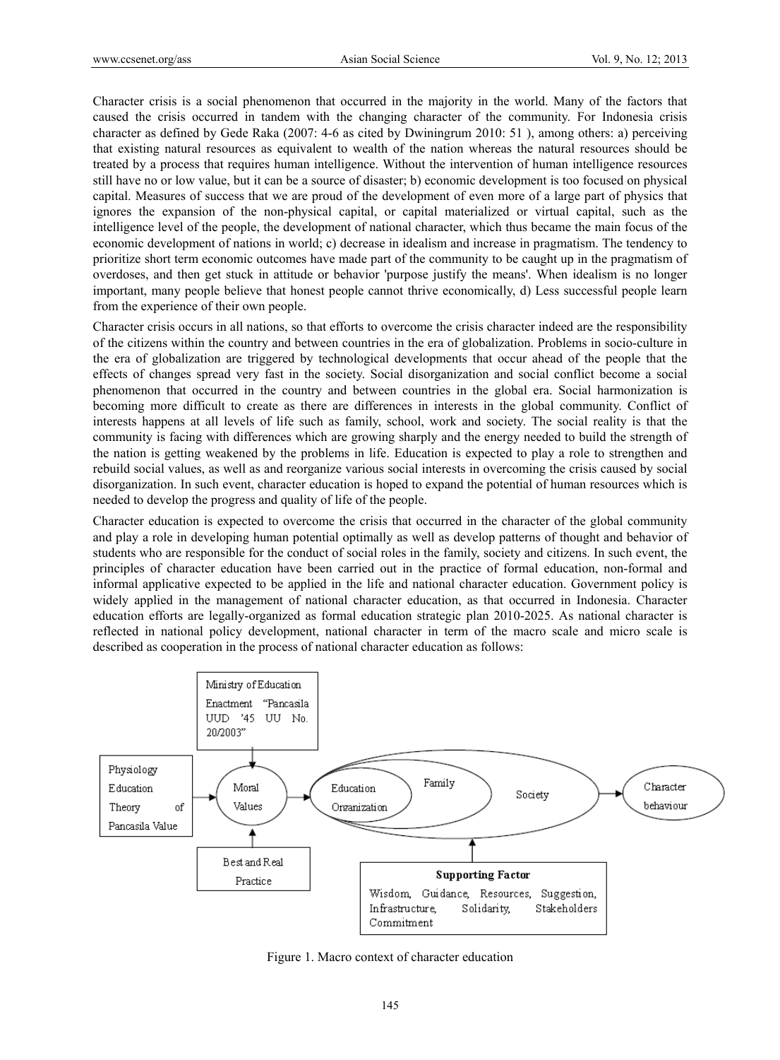Character crisis is a social phenomenon that occurred in the majority in the world. Many of the factors that caused the crisis occurred in tandem with the changing character of the community. For Indonesia crisis character as defined by Gede Raka (2007: 4-6 as cited by Dwiningrum 2010: 51 ), among others: a) perceiving that existing natural resources as equivalent to wealth of the nation whereas the natural resources should be treated by a process that requires human intelligence. Without the intervention of human intelligence resources still have no or low value, but it can be a source of disaster; b) economic development is too focused on physical capital. Measures of success that we are proud of the development of even more of a large part of physics that ignores the expansion of the non-physical capital, or capital materialized or virtual capital, such as the intelligence level of the people, the development of national character, which thus became the main focus of the economic development of nations in world; c) decrease in idealism and increase in pragmatism. The tendency to prioritize short term economic outcomes have made part of the community to be caught up in the pragmatism of overdoses, and then get stuck in attitude or behavior 'purpose justify the means'. When idealism is no longer important, many people believe that honest people cannot thrive economically, d) Less successful people learn from the experience of their own people.

Character crisis occurs in all nations, so that efforts to overcome the crisis character indeed are the responsibility of the citizens within the country and between countries in the era of globalization. Problems in socio-culture in the era of globalization are triggered by technological developments that occur ahead of the people that the effects of changes spread very fast in the society. Social disorganization and social conflict become a social phenomenon that occurred in the country and between countries in the global era. Social harmonization is becoming more difficult to create as there are differences in interests in the global community. Conflict of interests happens at all levels of life such as family, school, work and society. The social reality is that the community is facing with differences which are growing sharply and the energy needed to build the strength of the nation is getting weakened by the problems in life. Education is expected to play a role to strengthen and rebuild social values, as well as and reorganize various social interests in overcoming the crisis caused by social disorganization. In such event, character education is hoped to expand the potential of human resources which is needed to develop the progress and quality of life of the people.

Character education is expected to overcome the crisis that occurred in the character of the global community and play a role in developing human potential optimally as well as develop patterns of thought and behavior of students who are responsible for the conduct of social roles in the family, society and citizens. In such event, the principles of character education have been carried out in the practice of formal education, non-formal and informal applicative expected to be applied in the life and national character education. Government policy is widely applied in the management of national character education, as that occurred in Indonesia. Character education efforts are legally-organized as formal education strategic plan 2010-2025. As national character is reflected in national policy development, national character in term of the macro scale and micro scale is described as cooperation in the process of national character education as follows:

Ministry of Education Enactment "Pancasila UUD '45 UU No. 20/2003"

Physiology Education Theory of Pancasila Value

Moral Values

Best and Real Practice

Education Organization | Family | Society

Character behaviour

**Supporting Factor**
Wisdom, Guidance, Resources, Suggestion, Infrastructure, Solidarity, Stakeholders Commitment

Figure 1. Macro context of character education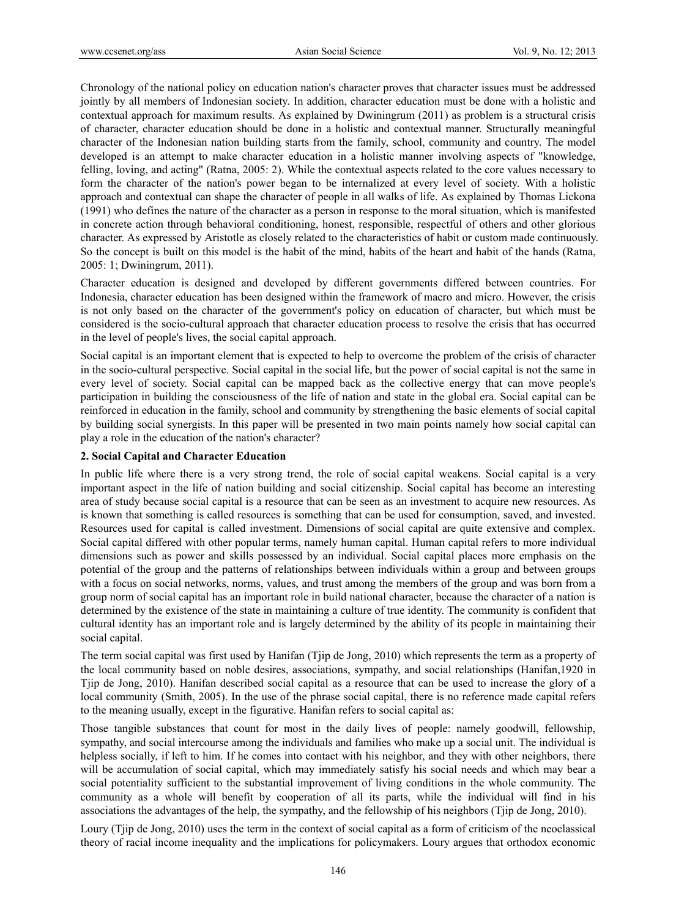Chronology of the national policy on education nation's character proves that character issues must be addressed jointly by all members of Indonesian society. In addition, character education must be done with a holistic and contextual approach for maximum results. As explained by Dwiningrum (2011) as problem is a structural crisis of character, character education should be done in a holistic and contextual manner. Structurally meaningful character of the Indonesian nation building starts from the family, school, community and country. The model developed is an attempt to make character education in a holistic manner involving aspects of "knowledge, felling, loving, and acting" (Ratna, 2005: 2). While the contextual aspects related to the core values necessary to form the character of the nation's power began to be internalized at every level of society. With a holistic approach and contextual can shape the character of people in all walks of life. As explained by Thomas Lickona (1991) who defines the nature of the character as a person in response to the moral situation, which is manifested in concrete action through behavioral conditioning, honest, responsible, respectful of others and other glorious character. As expressed by Aristotle as closely related to the characteristics of habit or custom made continuously. So the concept is built on this model is the habit of the mind, habits of the heart and habit of the hands (Ratna, 2005: 1; Dwiningrum, 2011).

Character education is designed and developed by different governments differed between countries. For Indonesia, character education has been designed within the framework of macro and micro. However, the crisis is not only based on the character of the government's policy on education of character, but which must be considered is the socio-cultural approach that character education process to resolve the crisis that has occurred in the level of people's lives, the social capital approach.

Social capital is an important element that is expected to help to overcome the problem of the crisis of character in the socio-cultural perspective. Social capital in the social life, but the power of social capital is not the same in every level of society. Social capital can be mapped back as the collective energy that can move people's participation in building the consciousness of the life of nation and state in the global era. Social capital can be reinforced in education in the family, school and community by strengthening the basic elements of social capital by building social synergists. In this paper will be presented in two main points namely how social capital can play a role in the education of the nation's character?

## 2. Social Capital and Character Education

In public life where there is a very strong trend, the role of social capital weakens. Social capital is a very important aspect in the life of nation building and social citizenship. Social capital has become an interesting area of study because social capital is a resource that can be seen as an investment to acquire new resources. As is known that something is called resources is something that can be used for consumption, saved, and invested. Resources used for capital is called investment. Dimensions of social capital are quite extensive and complex. Social capital differed with other popular terms, namely human capital. Human capital refers to more individual dimensions such as power and skills possessed by an individual. Social capital places more emphasis on the potential of the group and the patterns of relationships between individuals within a group and between groups with a focus on social networks, norms, values, and trust among the members of the group and was born from a group norm of social capital has an important role in build national character, because the character of a nation is determined by the existence of the state in maintaining a culture of true identity. The community is confident that cultural identity has an important role and is largely determined by the ability of its people in maintaining their social capital.

The term social capital was first used by Hanifan (Tjip de Jong, 2010) which represents the term as a property of the local community based on noble desires, associations, sympathy, and social relationships (Hanifan,1920 in Tjip de Jong, 2010). Hanifan described social capital as a resource that can be used to increase the glory of a local community (Smith, 2005). In the use of the phrase social capital, there is no reference made capital refers to the meaning usually, except in the figurative. Hanifan refers to social capital as:

Those tangible substances that count for most in the daily lives of people: namely goodwill, fellowship, sympathy, and social intercourse among the individuals and families who make up a social unit. The individual is helpless socially, if left to him. If he comes into contact with his neighbor, and they with other neighbors, there will be accumulation of social capital, which may immediately satisfy his social needs and which may bear a social potentiality sufficient to the substantial improvement of living conditions in the whole community. The community as a whole will benefit by cooperation of all its parts, while the individual will find in his associations the advantages of the help, the sympathy, and the fellowship of his neighbors (Tjip de Jong, 2010).

Loury (Tjip de Jong, 2010) uses the term in the context of social capital as a form of criticism of the neoclassical theory of racial income inequality and the implications for policymakers. Loury argues that orthodox economic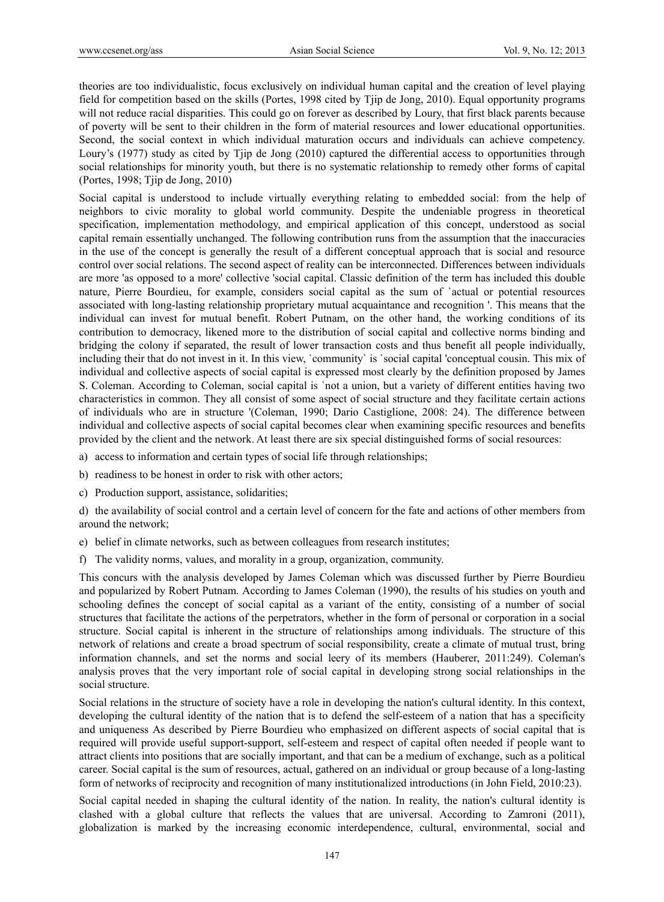theories are too individualistic, focus exclusively on individual human capital and the creation of level playing field for competition based on the skills (Portes, 1998 cited by Tjip de Jong, 2010). Equal opportunity programs will not reduce racial disparities. This could go on forever as described by Loury, that first black parents because of poverty will be sent to their children in the form of material resources and lower educational opportunities. Second, the social context in which individual maturation occurs and individuals can achieve competency. Loury's (1977) study as cited by Tjip de Jong (2010) captured the differential access to opportunities through social relationships for minority youth, but there is no systematic relationship to remedy other forms of capital (Portes, 1998; Tjip de Jong, 2010)

Social capital is understood to include virtually everything relating to embedded social: from the help of neighbors to civic morality to global world community. Despite the undeniable progress in theoretical specification, implementation methodology, and empirical application of this concept, understood as social capital remain essentially unchanged. The following contribution runs from the assumption that the inaccuracies in the use of the concept is generally the result of a different conceptual approach that is social and resource control over social relations. The second aspect of reality can be interconnected. Differences between individuals are more 'as opposed to a more' collective 'social capital. Classic definition of the term has included this double nature, Pierre Bourdieu, for example, considers social capital as the sum of `actual or potential resources associated with long-lasting relationship proprietary mutual acquaintance and recognition '. This means that the individual can invest for mutual benefit. Robert Putnam, on the other hand, the working conditions of its contribution to democracy, likened more to the distribution of social capital and collective norms binding and bridging the colony if separated, the result of lower transaction costs and thus benefit all people individually, including their that do not invest in it. In this view, `community` is `social capital 'conceptual cousin. This mix of individual and collective aspects of social capital is expressed most clearly by the definition proposed by James S. Coleman. According to Coleman, social capital is `not a union, but a variety of different entities having two characteristics in common. They all consist of some aspect of social structure and they facilitate certain actions of individuals who are in structure '(Coleman, 1990; Dario Castiglione, 2008: 24). The difference between individual and collective aspects of social capital becomes clear when examining specific resources and benefits provided by the client and the network. At least there are six special distinguished forms of social resources:

a) access to information and certain types of social life through relationships;

b) readiness to be honest in order to risk with other actors;

c) Production support, assistance, solidarities;

d) the availability of social control and a certain level of concern for the fate and actions of other members from around the network;

e) belief in climate networks, such as between colleagues from research institutes;

f) The validity norms, values, and morality in a group, organization, community.

This concurs with the analysis developed by James Coleman which was discussed further by Pierre Bourdieu and popularized by Robert Putnam. According to James Coleman (1990), the results of his studies on youth and schooling defines the concept of social capital as a variant of the entity, consisting of a number of social structures that facilitate the actions of the perpetrators, whether in the form of personal or corporation in a social structure. Social capital is inherent in the structure of relationships among individuals. The structure of this network of relations and create a broad spectrum of social responsibility, create a climate of mutual trust, bring information channels, and set the norms and social leery of its members (Hauberer, 2011:249). Coleman's analysis proves that the very important role of social capital in developing strong social relationships in the social structure.

Social relations in the structure of society have a role in developing the nation's cultural identity. In this context, developing the cultural identity of the nation that is to defend the self-esteem of a nation that has a specificity and uniqueness As described by Pierre Bourdieu who emphasized on different aspects of social capital that is required will provide useful support-support, self-esteem and respect of capital often needed if people want to attract clients into positions that are socially important, and that can be a medium of exchange, such as a political career. Social capital is the sum of resources, actual, gathered on an individual or group because of a long-lasting form of networks of reciprocity and recognition of many institutionalized introductions (in John Field, 2010:23).

Social capital needed in shaping the cultural identity of the nation. In reality, the nation's cultural identity is clashed with a global culture that reflects the values that are universal. According to Zamroni (2011), globalization is marked by the increasing economic interdependence, cultural, environmental, social and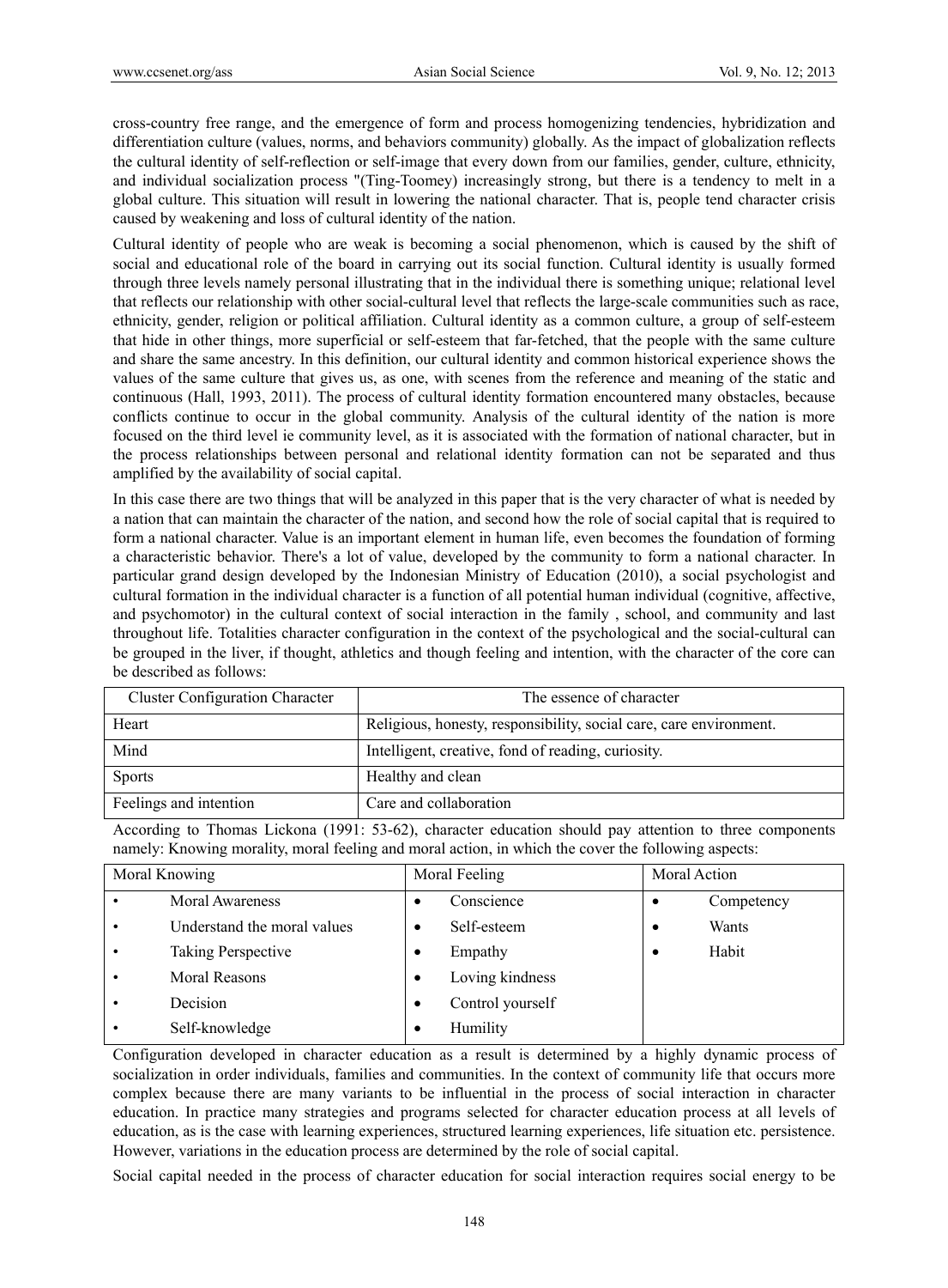cross-country free range, and the emergence of form and process homogenizing tendencies, hybridization and differentiation culture (values, norms, and behaviors community) globally. As the impact of globalization reflects the cultural identity of self-reflection or self-image that every down from our families, gender, culture, ethnicity, and individual socialization process "(Ting-Toomey) increasingly strong, but there is a tendency to melt in a global culture. This situation will result in lowering the national character. That is, people tend character crisis caused by weakening and loss of cultural identity of the nation.

Cultural identity of people who are weak is becoming a social phenomenon, which is caused by the shift of social and educational role of the board in carrying out its social function. Cultural identity is usually formed through three levels namely personal illustrating that in the individual there is something unique; relational level that reflects our relationship with other social-cultural level that reflects the large-scale communities such as race, ethnicity, gender, religion or political affiliation. Cultural identity as a common culture, a group of self-esteem that hide in other things, more superficial or self-esteem that far-fetched, that the people with the same culture and share the same ancestry. In this definition, our cultural identity and common historical experience shows the values of the same culture that gives us, as one, with scenes from the reference and meaning of the static and continuous (Hall, 1993, 2011). The process of cultural identity formation encountered many obstacles, because conflicts continue to occur in the global community. Analysis of the cultural identity of the nation is more focused on the third level ie community level, as it is associated with the formation of national character, but in the process relationships between personal and relational identity formation can not be separated and thus amplified by the availability of social capital.

In this case there are two things that will be analyzed in this paper that is the very character of what is needed by a nation that can maintain the character of the nation, and second how the role of social capital that is required to form a national character. Value is an important element in human life, even becomes the foundation of forming a characteristic behavior. There's a lot of value, developed by the community to form a national character. In particular grand design developed by the Indonesian Ministry of Education (2010), a social psychologist and cultural formation in the individual character is a function of all potential human individual (cognitive, affective, and psychomotor) in the cultural context of social interaction in the family , school, and community and last throughout life. Totalities character configuration in the context of the psychological and the social-cultural can be grouped in the liver, if thought, athletics and though feeling and intention, with the character of the core can be described as follows:

| Cluster Configuration Character | The essence of character |
|---|---|
| Heart | Religious, honesty, responsibility, social care, care environment. |
| Mind | Intelligent, creative, fond of reading, curiosity. |
| Sports | Healthy and clean |
| Feelings and intention | Care and collaboration |

According to Thomas Lickona (1991: 53-62), character education should pay attention to three components namely: Knowing morality, moral feeling and moral action, in which the cover the following aspects:

| Moral Knowing | Moral Feeling | Moral Action |
|---|---|---|
| • Moral Awareness | • Conscience | • Competency |
| • Understand the moral values | • Self-esteem | • Wants |
| • Taking Perspective | • Empathy | • Habit |
| • Moral Reasons | • Loving kindness | |
| • Decision | • Control yourself | |
| • Self-knowledge | • Humility | |

Configuration developed in character education as a result is determined by a highly dynamic process of socialization in order individuals, families and communities. In the context of community life that occurs more complex because there are many variants to be influential in the process of social interaction in character education. In practice many strategies and programs selected for character education process at all levels of education, as is the case with learning experiences, structured learning experiences, life situation etc. persistence. However, variations in the education process are determined by the role of social capital.

Social capital needed in the process of character education for social interaction requires social energy to be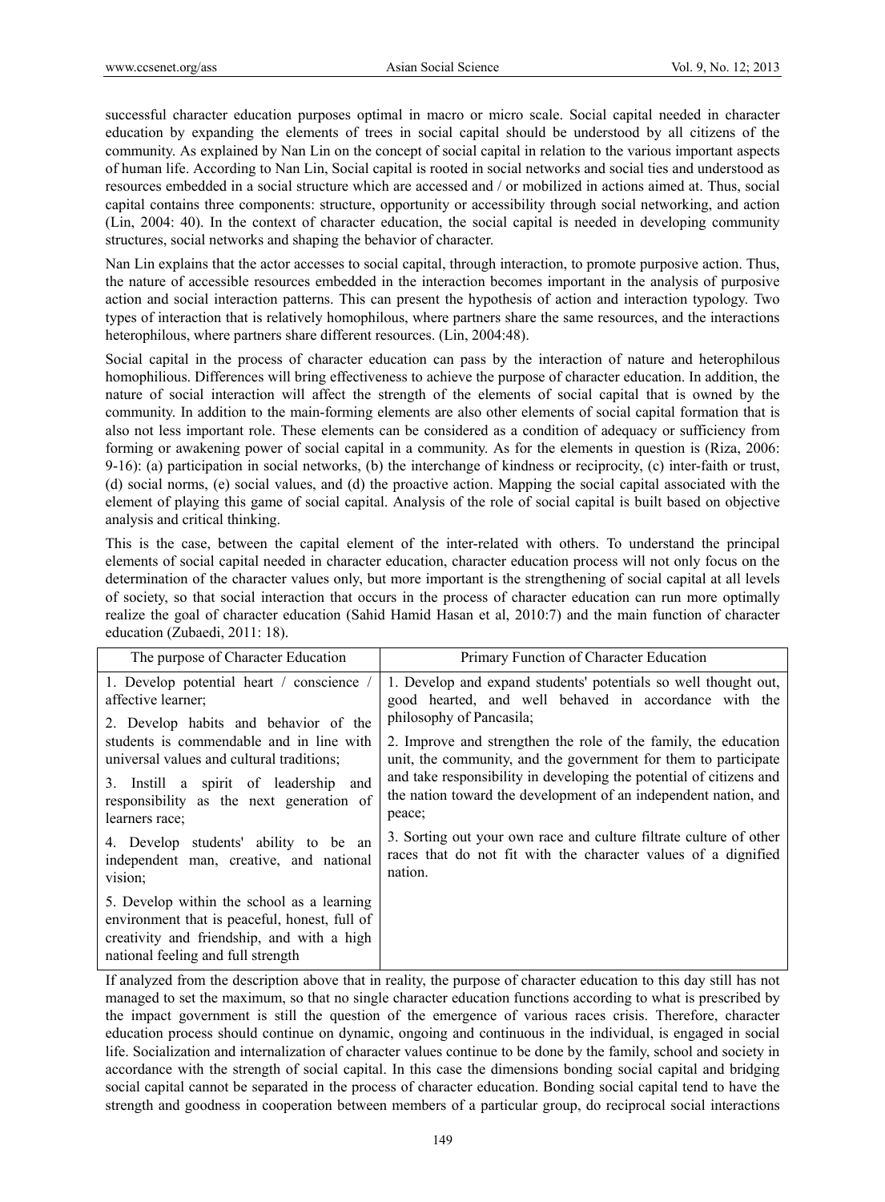successful character education purposes optimal in macro or micro scale. Social capital needed in character education by expanding the elements of trees in social capital should be understood by all citizens of the community. As explained by Nan Lin on the concept of social capital in relation to the various important aspects of human life. According to Nan Lin, Social capital is rooted in social networks and social ties and understood as resources embedded in a social structure which are accessed and / or mobilized in actions aimed at. Thus, social capital contains three components: structure, opportunity or accessibility through social networking, and action (Lin, 2004: 40). In the context of character education, the social capital is needed in developing community structures, social networks and shaping the behavior of character.

Nan Lin explains that the actor accesses to social capital, through interaction, to promote purposive action. Thus, the nature of accessible resources embedded in the interaction becomes important in the analysis of purposive action and social interaction patterns. This can present the hypothesis of action and interaction typology. Two types of interaction that is relatively homophilous, where partners share the same resources, and the interactions heterophilous, where partners share different resources. (Lin, 2004:48).

Social capital in the process of character education can pass by the interaction of nature and heterophilous homophilious. Differences will bring effectiveness to achieve the purpose of character education. In addition, the nature of social interaction will affect the strength of the elements of social capital that is owned by the community. In addition to the main-forming elements are also other elements of social capital formation that is also not less important role. These elements can be considered as a condition of adequacy or sufficiency from forming or awakening power of social capital in a community. As for the elements in question is (Riza, 2006: 9-16): (a) participation in social networks, (b) the interchange of kindness or reciprocity, (c) inter-faith or trust, (d) social norms, (e) social values, and (d) the proactive action. Mapping the social capital associated with the element of playing this game of social capital. Analysis of the role of social capital is built based on objective analysis and critical thinking.

This is the case, between the capital element of the inter-related with others. To understand the principal elements of social capital needed in character education, character education process will not only focus on the determination of the character values only, but more important is the strengthening of social capital at all levels of society, so that social interaction that occurs in the process of character education can run more optimally realize the goal of character education (Sahid Hamid Hasan et al, 2010:7) and the main function of character education (Zubaedi, 2011: 18).

| The purpose of Character Education | Primary Function of Character Education |
|---|---|
| 1. Develop potential heart / conscience / affective learner;<br>2. Develop habits and behavior of the students is commendable and in line with universal values and cultural traditions;<br>3. Instill a spirit of leadership and responsibility as the next generation of learners race;<br>4. Develop students' ability to be an independent man, creative, and national vision;<br>5. Develop within the school as a learning environment that is peaceful, honest, full of creativity and friendship, and with a high national feeling and full strength | 1. Develop and expand students' potentials so well thought out, good hearted, and well behaved in accordance with the philosophy of Pancasila;<br>2. Improve and strengthen the role of the family, the education unit, the community, and the government for them to participate and take responsibility in developing the potential of citizens and the nation toward the development of an independent nation, and peace;<br>3. Sorting out your own race and culture filtrate culture of other races that do not fit with the character values of a dignified nation. |

If analyzed from the description above that in reality, the purpose of character education to this day still has not managed to set the maximum, so that no single character education functions according to what is prescribed by the impact government is still the question of the emergence of various races crisis. Therefore, character education process should continue on dynamic, ongoing and continuous in the individual, is engaged in social life. Socialization and internalization of character values continue to be done by the family, school and society in accordance with the strength of social capital. In this case the dimensions bonding social capital and bridging social capital cannot be separated in the process of character education. Bonding social capital tend to have the strength and goodness in cooperation between members of a particular group, do reciprocal social interactions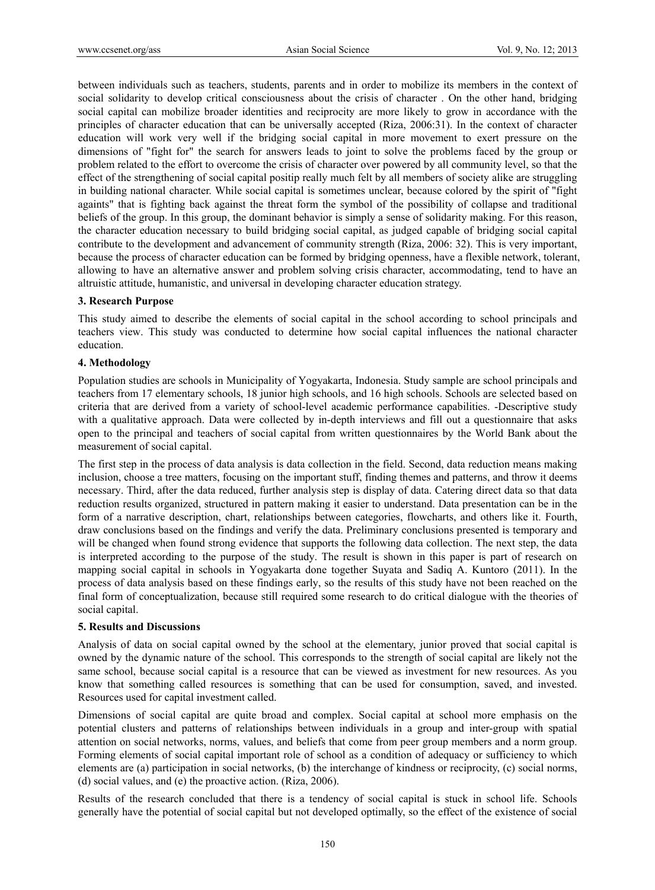between individuals such as teachers, students, parents and in order to mobilize its members in the context of social solidarity to develop critical consciousness about the crisis of character . On the other hand, bridging social capital can mobilize broader identities and reciprocity are more likely to grow in accordance with the principles of character education that can be universally accepted (Riza, 2006:31). In the context of character education will work very well if the bridging social capital in more movement to exert pressure on the dimensions of "fight for" the search for answers leads to joint to solve the problems faced by the group or problem related to the effort to overcome the crisis of character over powered by all community level, so that the effect of the strengthening of social capital positip really much felt by all members of society alike are struggling in building national character. While social capital is sometimes unclear, because colored by the spirit of "fight againts" that is fighting back against the threat form the symbol of the possibility of collapse and traditional beliefs of the group. In this group, the dominant behavior is simply a sense of solidarity making. For this reason, the character education necessary to build bridging social capital, as judged capable of bridging social capital contribute to the development and advancement of community strength (Riza, 2006: 32). This is very important, because the process of character education can be formed by bridging openness, have a flexible network, tolerant, allowing to have an alternative answer and problem solving crisis character, accommodating, tend to have an altruistic attitude, humanistic, and universal in developing character education strategy.

### 3. Research Purpose

This study aimed to describe the elements of social capital in the school according to school principals and teachers view. This study was conducted to determine how social capital influences the national character education.

### 4. Methodology

Population studies are schools in Municipality of Yogyakarta, Indonesia. Study sample are school principals and teachers from 17 elementary schools, 18 junior high schools, and 16 high schools. Schools are selected based on criteria that are derived from a variety of school-level academic performance capabilities. -Descriptive study with a qualitative approach. Data were collected by in-depth interviews and fill out a questionnaire that asks open to the principal and teachers of social capital from written questionnaires by the World Bank about the measurement of social capital.

The first step in the process of data analysis is data collection in the field. Second, data reduction means making inclusion, choose a tree matters, focusing on the important stuff, finding themes and patterns, and throw it deems necessary. Third, after the data reduced, further analysis step is display of data. Catering direct data so that data reduction results organized, structured in pattern making it easier to understand. Data presentation can be in the form of a narrative description, chart, relationships between categories, flowcharts, and others like it. Fourth, draw conclusions based on the findings and verify the data. Preliminary conclusions presented is temporary and will be changed when found strong evidence that supports the following data collection. The next step, the data is interpreted according to the purpose of the study. The result is shown in this paper is part of research on mapping social capital in schools in Yogyakarta done together Suyata and Sadiq A. Kuntoro (2011). In the process of data analysis based on these findings early, so the results of this study have not been reached on the final form of conceptualization, because still required some research to do critical dialogue with the theories of social capital.

### 5. Results and Discussions

Analysis of data on social capital owned by the school at the elementary, junior proved that social capital is owned by the dynamic nature of the school. This corresponds to the strength of social capital are likely not the same school, because social capital is a resource that can be viewed as investment for new resources. As you know that something called resources is something that can be used for consumption, saved, and invested. Resources used for capital investment called.

Dimensions of social capital are quite broad and complex. Social capital at school more emphasis on the potential clusters and patterns of relationships between individuals in a group and inter-group with spatial attention on social networks, norms, values, and beliefs that come from peer group members and a norm group. Forming elements of social capital important role of school as a condition of adequacy or sufficiency to which elements are (a) participation in social networks, (b) the interchange of kindness or reciprocity, (c) social norms, (d) social values, and (e) the proactive action. (Riza, 2006).

Results of the research concluded that there is a tendency of social capital is stuck in school life. Schools generally have the potential of social capital but not developed optimally, so the effect of the existence of social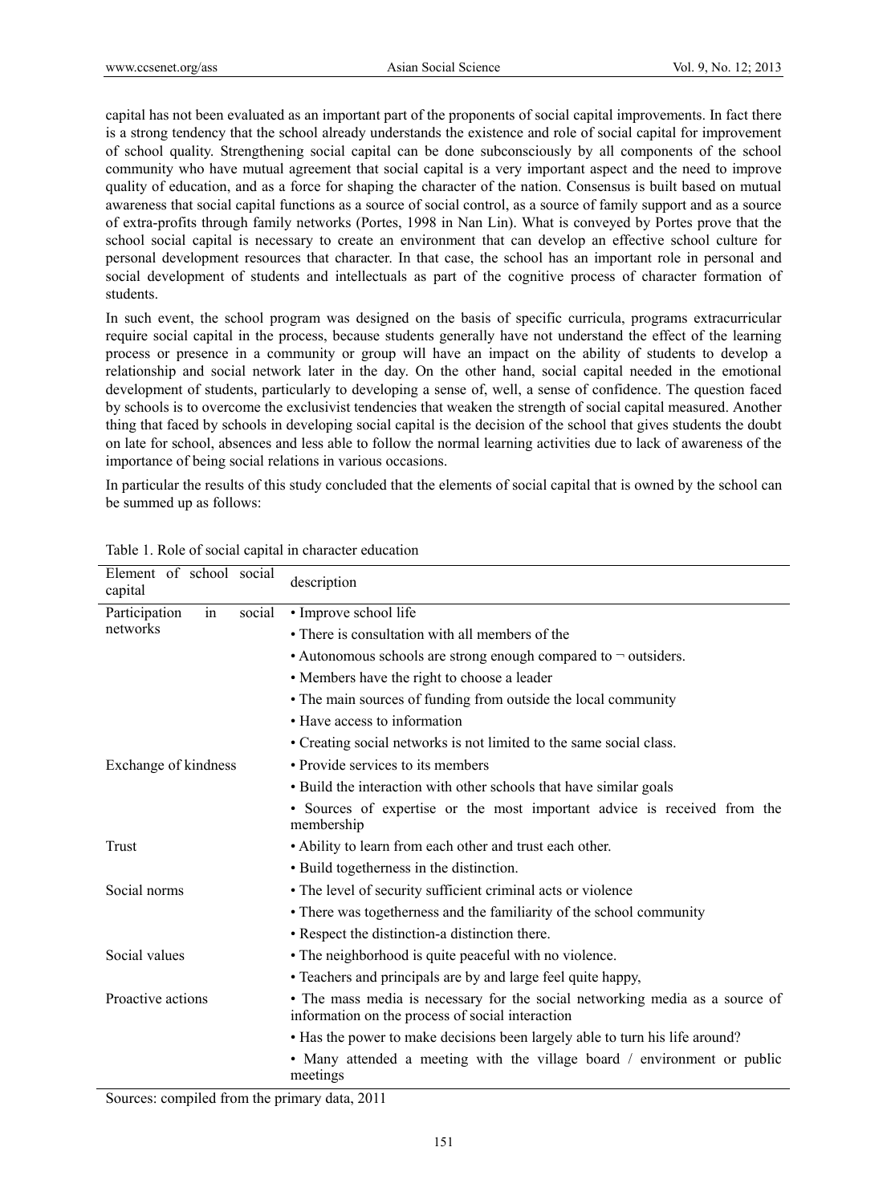capital has not been evaluated as an important part of the proponents of social capital improvements. In fact there is a strong tendency that the school already understands the existence and role of social capital for improvement of school quality. Strengthening social capital can be done subconsciously by all components of the school community who have mutual agreement that social capital is a very important aspect and the need to improve quality of education, and as a force for shaping the character of the nation. Consensus is built based on mutual awareness that social capital functions as a source of social control, as a source of family support and as a source of extra-profits through family networks (Portes, 1998 in Nan Lin). What is conveyed by Portes prove that the school social capital is necessary to create an environment that can develop an effective school culture for personal development resources that character. In that case, the school has an important role in personal and social development of students and intellectuals as part of the cognitive process of character formation of students.

In such event, the school program was designed on the basis of specific curricula, programs extracurricular require social capital in the process, because students generally have not understand the effect of the learning process or presence in a community or group will have an impact on the ability of students to develop a relationship and social network later in the day. On the other hand, social capital needed in the emotional development of students, particularly to developing a sense of, well, a sense of confidence. The question faced by schools is to overcome the exclusivist tendencies that weaken the strength of social capital measured. Another thing that faced by schools in developing social capital is the decision of the school that gives students the doubt on late for school, absences and less able to follow the normal learning activities due to lack of awareness of the importance of being social relations in various occasions.

In particular the results of this study concluded that the elements of social capital that is owned by the school can be summed up as follows:

Table 1. Role of social capital in character education

| Element of school social capital | description |
|---|---|
| Participation in social networks | • Improve school life |
| | • There is consultation with all members of the |
| | • Autonomous schools are strong enough compared to ¬ outsiders. |
| | • Members have the right to choose a leader |
| | • The main sources of funding from outside the local community |
| | • Have access to information |
| | • Creating social networks is not limited to the same social class. |
| Exchange of kindness | • Provide services to its members |
| | • Build the interaction with other schools that have similar goals |
| | • Sources of expertise or the most important advice is received from the membership |
| Trust | • Ability to learn from each other and trust each other. |
| | • Build togetherness in the distinction. |
| Social norms | • The level of security sufficient criminal acts or violence |
| | • There was togetherness and the familiarity of the school community |
| | • Respect the distinction-a distinction there. |
| Social values | • The neighborhood is quite peaceful with no violence. |
| | • Teachers and principals are by and large feel quite happy, |
| Proactive actions | • The mass media is necessary for the social networking media as a source of information on the process of social interaction |
| | • Has the power to make decisions been largely able to turn his life around? |
| | • Many attended a meeting with the village board / environment or public meetings |

Sources: compiled from the primary data, 2011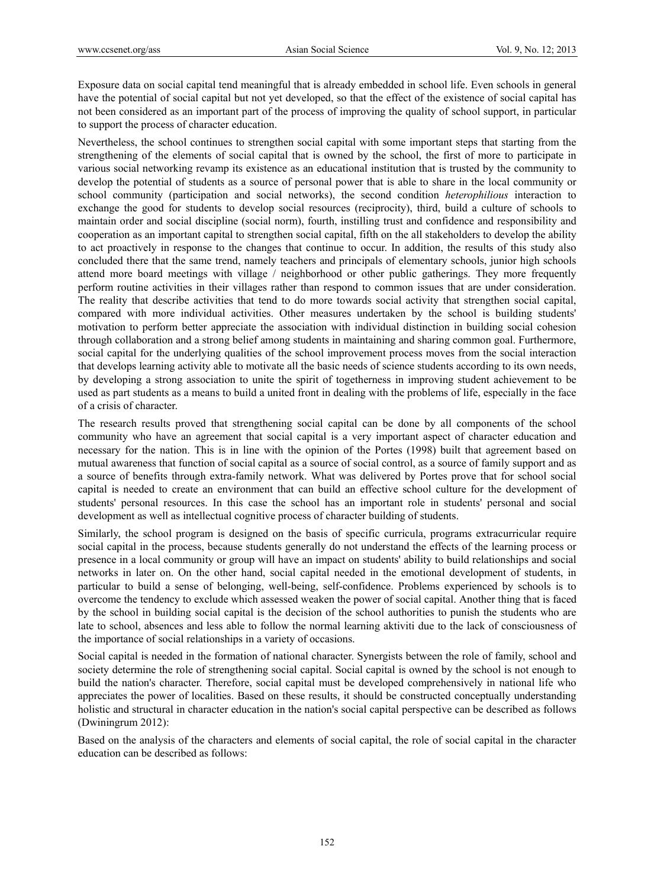Exposure data on social capital tend meaningful that is already embedded in school life. Even schools in general have the potential of social capital but not yet developed, so that the effect of the existence of social capital has not been considered as an important part of the process of improving the quality of school support, in particular to support the process of character education.

Nevertheless, the school continues to strengthen social capital with some important steps that starting from the strengthening of the elements of social capital that is owned by the school, the first of more to participate in various social networking revamp its existence as an educational institution that is trusted by the community to develop the potential of students as a source of personal power that is able to share in the local community or school community (participation and social networks), the second condition *heterophilious* interaction to exchange the good for students to develop social resources (reciprocity), third, build a culture of schools to maintain order and social discipline (social norm), fourth, instilling trust and confidence and responsibility and cooperation as an important capital to strengthen social capital, fifth on the all stakeholders to develop the ability to act proactively in response to the changes that continue to occur. In addition, the results of this study also concluded there that the same trend, namely teachers and principals of elementary schools, junior high schools attend more board meetings with village / neighborhood or other public gatherings. They more frequently perform routine activities in their villages rather than respond to common issues that are under consideration. The reality that describe activities that tend to do more towards social activity that strengthen social capital, compared with more individual activities. Other measures undertaken by the school is building students' motivation to perform better appreciate the association with individual distinction in building social cohesion through collaboration and a strong belief among students in maintaining and sharing common goal. Furthermore, social capital for the underlying qualities of the school improvement process moves from the social interaction that develops learning activity able to motivate all the basic needs of science students according to its own needs, by developing a strong association to unite the spirit of togetherness in improving student achievement to be used as part students as a means to build a united front in dealing with the problems of life, especially in the face of a crisis of character.

The research results proved that strengthening social capital can be done by all components of the school community who have an agreement that social capital is a very important aspect of character education and necessary for the nation. This is in line with the opinion of the Portes (1998) built that agreement based on mutual awareness that function of social capital as a source of social control, as a source of family support and as a source of benefits through extra-family network. What was delivered by Portes prove that for school social capital is needed to create an environment that can build an effective school culture for the development of students' personal resources. In this case the school has an important role in students' personal and social development as well as intellectual cognitive process of character building of students.

Similarly, the school program is designed on the basis of specific curricula, programs extracurricular require social capital in the process, because students generally do not understand the effects of the learning process or presence in a local community or group will have an impact on students' ability to build relationships and social networks in later on. On the other hand, social capital needed in the emotional development of students, in particular to build a sense of belonging, well-being, self-confidence. Problems experienced by schools is to overcome the tendency to exclude which assessed weaken the power of social capital. Another thing that is faced by the school in building social capital is the decision of the school authorities to punish the students who are late to school, absences and less able to follow the normal learning aktiviti due to the lack of consciousness of the importance of social relationships in a variety of occasions.

Social capital is needed in the formation of national character. Synergists between the role of family, school and society determine the role of strengthening social capital. Social capital is owned by the school is not enough to build the nation's character. Therefore, social capital must be developed comprehensively in national life who appreciates the power of localities. Based on these results, it should be constructed conceptually understanding holistic and structural in character education in the nation's social capital perspective can be described as follows (Dwiningrum 2012):

Based on the analysis of the characters and elements of social capital, the role of social capital in the character education can be described as follows: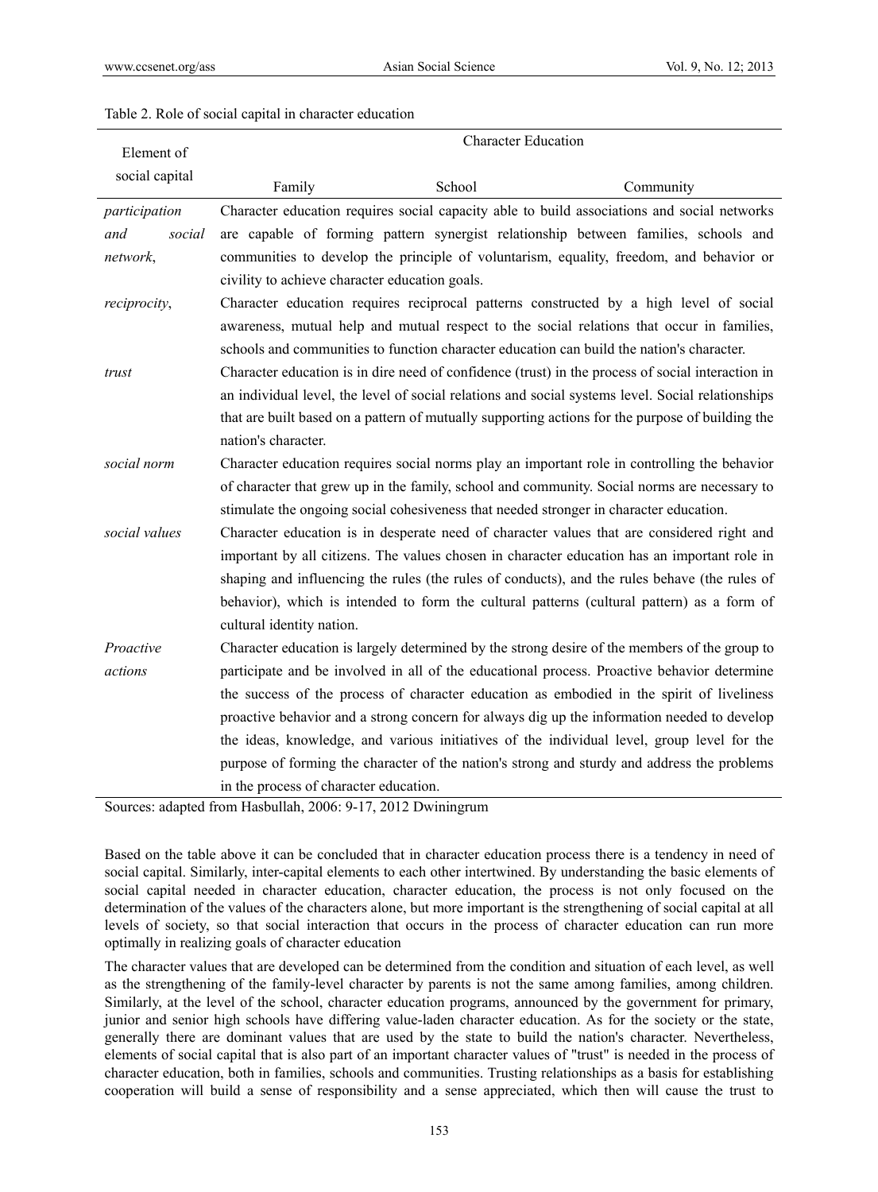Table 2. Role of social capital in character education

| Element of social capital | Character Education | | |
|---|---|---|---|
| | Family | School | Community |
| *participation and social network*, | Character education requires social capacity able to build associations and social networks are capable of forming pattern synergist relationship between families, schools and communities to develop the principle of voluntarism, equality, freedom, and behavior or civility to achieve character education goals. | | |
| *reciprocity*, | Character education requires reciprocal patterns constructed by a high level of social awareness, mutual help and mutual respect to the social relations that occur in families, schools and communities to function character education can build the nation's character. | | |
| *trust* | Character education is in dire need of confidence (trust) in the process of social interaction in an individual level, the level of social relations and social systems level. Social relationships that are built based on a pattern of mutually supporting actions for the purpose of building the nation's character. | | |
| *social norm* | Character education requires social norms play an important role in controlling the behavior of character that grew up in the family, school and community. Social norms are necessary to stimulate the ongoing social cohesiveness that needed stronger in character education. | | |
| *social values* | Character education is in desperate need of character values that are considered right and important by all citizens. The values chosen in character education has an important role in shaping and influencing the rules (the rules of conducts), and the rules behave (the rules of behavior), which is intended to form the cultural patterns (cultural pattern) as a form of cultural identity nation. | | |
| *Proactive actions* | Character education is largely determined by the strong desire of the members of the group to participate and be involved in all of the educational process. Proactive behavior determine the success of the process of character education as embodied in the spirit of liveliness proactive behavior and a strong concern for always dig up the information needed to develop the ideas, knowledge, and various initiatives of the individual level, group level for the purpose of forming the character of the nation's strong and sturdy and address the problems in the process of character education. | | |

Sources: adapted from Hasbullah, 2006: 9-17, 2012 Dwiningrum

Based on the table above it can be concluded that in character education process there is a tendency in need of social capital. Similarly, inter-capital elements to each other intertwined. By understanding the basic elements of social capital needed in character education, character education, the process is not only focused on the determination of the values of the characters alone, but more important is the strengthening of social capital at all levels of society, so that social interaction that occurs in the process of character education can run more optimally in realizing goals of character education

The character values that are developed can be determined from the condition and situation of each level, as well as the strengthening of the family-level character by parents is not the same among families, among children. Similarly, at the level of the school, character education programs, announced by the government for primary, junior and senior high schools have differing value-laden character education. As for the society or the state, generally there are dominant values that are used by the state to build the nation's character. Nevertheless, elements of social capital that is also part of an important character values of "trust" is needed in the process of character education, both in families, schools and communities. Trusting relationships as a basis for establishing cooperation will build a sense of responsibility and a sense appreciated, which then will cause the trust to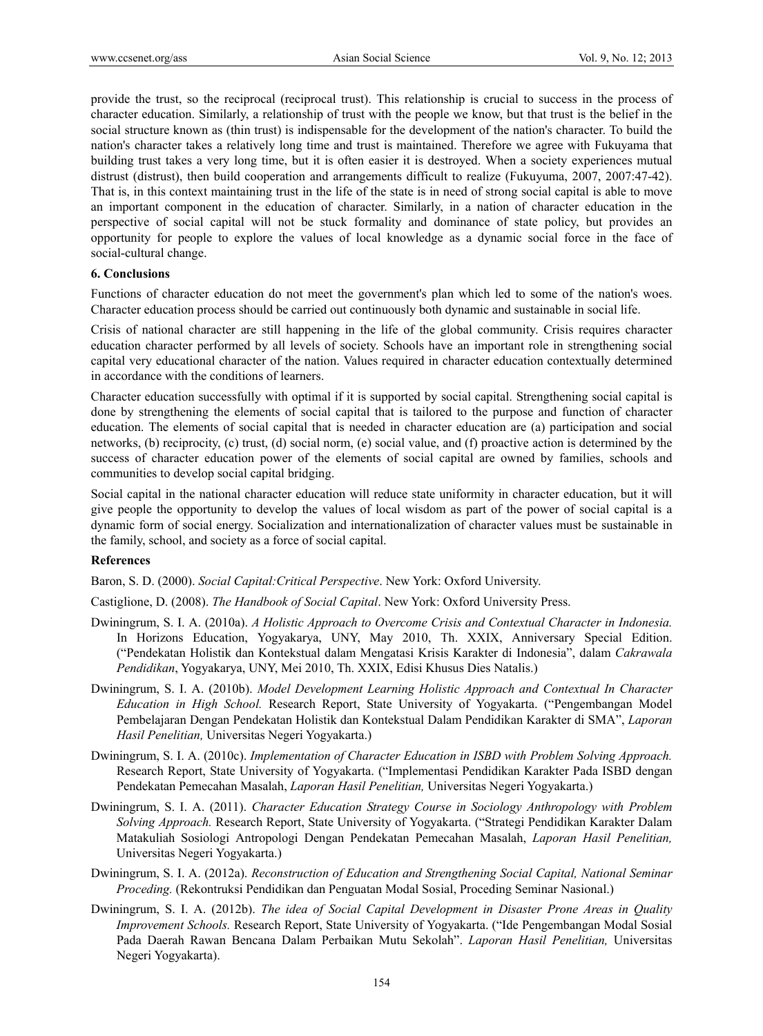provide the trust, so the reciprocal (reciprocal trust). This relationship is crucial to success in the process of character education. Similarly, a relationship of trust with the people we know, but that trust is the belief in the social structure known as (thin trust) is indispensable for the development of the nation's character. To build the nation's character takes a relatively long time and trust is maintained. Therefore we agree with Fukuyama that building trust takes a very long time, but it is often easier it is destroyed. When a society experiences mutual distrust (distrust), then build cooperation and arrangements difficult to realize (Fukuyuma, 2007, 2007:47-42). That is, in this context maintaining trust in the life of the state is in need of strong social capital is able to move an important component in the education of character. Similarly, in a nation of character education in the perspective of social capital will not be stuck formality and dominance of state policy, but provides an opportunity for people to explore the values of local knowledge as a dynamic social force in the face of social-cultural change.

## 6. Conclusions

Functions of character education do not meet the government's plan which led to some of the nation's woes. Character education process should be carried out continuously both dynamic and sustainable in social life.

Crisis of national character are still happening in the life of the global community. Crisis requires character education character performed by all levels of society. Schools have an important role in strengthening social capital very educational character of the nation. Values required in character education contextually determined in accordance with the conditions of learners.

Character education successfully with optimal if it is supported by social capital. Strengthening social capital is done by strengthening the elements of social capital that is tailored to the purpose and function of character education. The elements of social capital that is needed in character education are (a) participation and social networks, (b) reciprocity, (c) trust, (d) social norm, (e) social value, and (f) proactive action is determined by the success of character education power of the elements of social capital are owned by families, schools and communities to develop social capital bridging.

Social capital in the national character education will reduce state uniformity in character education, but it will give people the opportunity to develop the values of local wisdom as part of the power of social capital is a dynamic form of social energy. Socialization and internationalization of character values must be sustainable in the family, school, and society as a force of social capital.

## References

Baron, S. D. (2000). *Social Capital:Critical Perspective*. New York: Oxford University.

Castiglione, D. (2008). *The Handbook of Social Capital*. New York: Oxford University Press.

Dwiningrum, S. I. A. (2010a). *A Holistic Approach to Overcome Crisis and Contextual Character in Indonesia.* In Horizons Education, Yogyakarya, UNY, May 2010, Th. XXIX, Anniversary Special Edition. ("Pendekatan Holistik dan Kontekstual dalam Mengatasi Krisis Karakter di Indonesia", dalam *Cakrawala Pendidikan*, Yogyakarya, UNY, Mei 2010, Th. XXIX, Edisi Khusus Dies Natalis.)

Dwiningrum, S. I. A. (2010b). *Model Development Learning Holistic Approach and Contextual In Character Education in High School.* Research Report, State University of Yogyakarta. ("Pengembangan Model Pembelajaran Dengan Pendekatan Holistik dan Kontekstual Dalam Pendidikan Karakter di SMA", *Laporan Hasil Penelitian,* Universitas Negeri Yogyakarta.)

Dwiningrum, S. I. A. (2010c). *Implementation of Character Education in ISBD with Problem Solving Approach.* Research Report, State University of Yogyakarta. ("Implementasi Pendidikan Karakter Pada ISBD dengan Pendekatan Pemecahan Masalah, *Laporan Hasil Penelitian,* Universitas Negeri Yogyakarta.)

Dwiningrum, S. I. A. (2011). *Character Education Strategy Course in Sociology Anthropology with Problem Solving Approach.* Research Report, State University of Yogyakarta. ("Strategi Pendidikan Karakter Dalam Matakuliah Sosiologi Antropologi Dengan Pendekatan Pemecahan Masalah, *Laporan Hasil Penelitian,* Universitas Negeri Yogyakarta.)

Dwiningrum, S. I. A. (2012a). *Reconstruction of Education and Strengthening Social Capital, National Seminar Proceding.* (Rekontruksi Pendidikan dan Penguatan Modal Sosial, Proceding Seminar Nasional.)

Dwiningrum, S. I. A. (2012b). *The idea of Social Capital Development in Disaster Prone Areas in Quality Improvement Schools.* Research Report, State University of Yogyakarta. ("Ide Pengembangan Modal Sosial Pada Daerah Rawan Bencana Dalam Perbaikan Mutu Sekolah". *Laporan Hasil Penelitian,* Universitas Negeri Yogyakarta).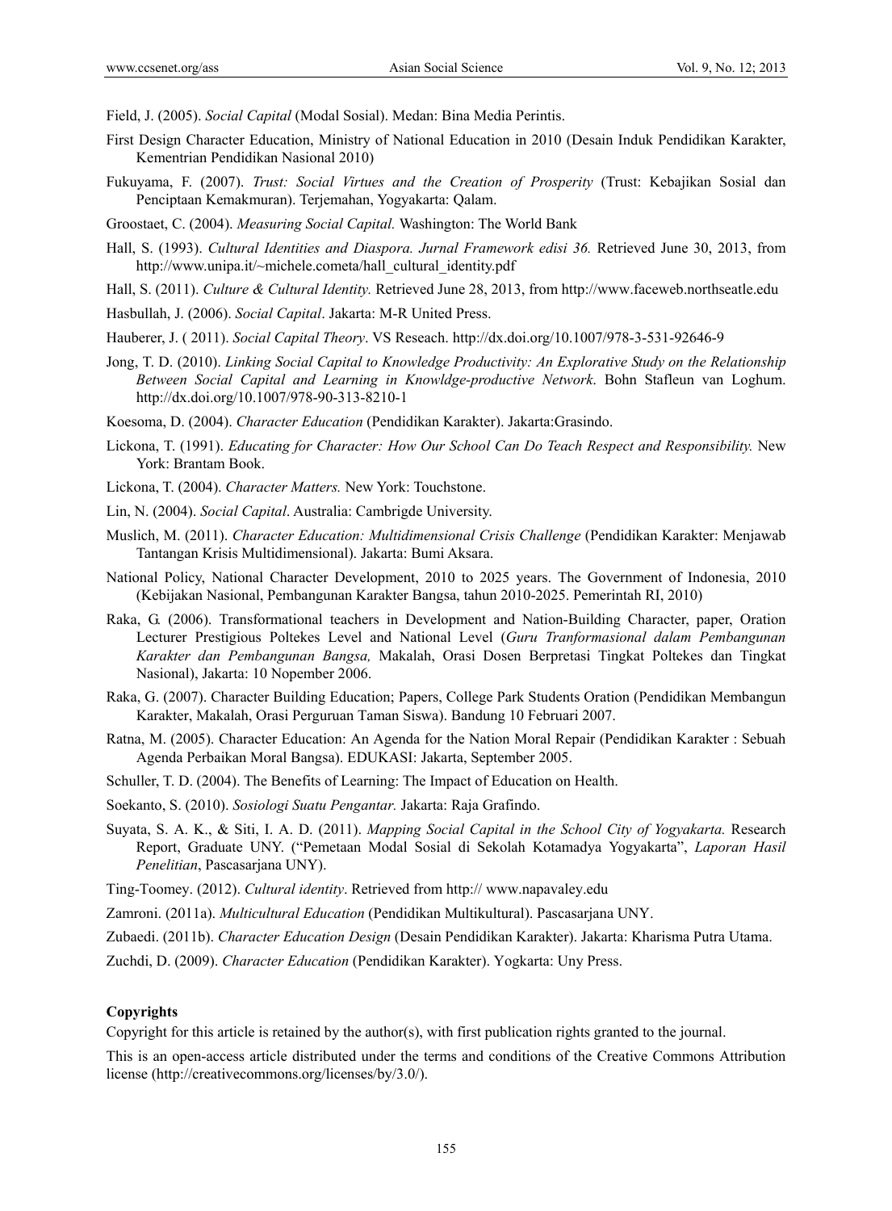Field, J. (2005). *Social Capital* (Modal Sosial). Medan: Bina Media Perintis.

First Design Character Education, Ministry of National Education in 2010 (Desain Induk Pendidikan Karakter, Kementrian Pendidikan Nasional 2010)

Fukuyama, F. (2007). *Trust: Social Virtues and the Creation of Prosperity* (Trust: Kebajikan Sosial dan Penciptaan Kemakmuran). Terjemahan, Yogyakarta: Qalam.

Groostaet, C. (2004). *Measuring Social Capital.* Washington: The World Bank

Hall, S. (1993). *Cultural Identities and Diaspora. Jurnal Framework edisi 36.* Retrieved June 30, 2013, from http://www.unipa.it/~michele.cometa/hall_cultural_identity.pdf

Hall, S. (2011). *Culture & Cultural Identity.* Retrieved June 28, 2013, from http://www.faceweb.northseatle.edu

Hasbullah, J. (2006). *Social Capital*. Jakarta: M-R United Press.

Hauberer, J. ( 2011). *Social Capital Theory*. VS Reseach. http://dx.doi.org/10.1007/978-3-531-92646-9

Jong, T. D. (2010). *Linking Social Capital to Knowledge Productivity: An Explorative Study on the Relationship Between Social Capital and Learning in Knowldge-productive Network*. Bohn Stafleun van Loghum. http://dx.doi.org/10.1007/978-90-313-8210-1

Koesoma, D. (2004). *Character Education* (Pendidikan Karakter). Jakarta:Grasindo.

Lickona, T. (1991). *Educating for Character: How Our School Can Do Teach Respect and Responsibility.* New York: Brantam Book.

Lickona, T. (2004). *Character Matters.* New York: Touchstone.

Lin, N. (2004). *Social Capital*. Australia: Cambrigde University.

Muslich, M. (2011). *Character Education: Multidimensional Crisis Challenge* (Pendidikan Karakter: Menjawab Tantangan Krisis Multidimensional). Jakarta: Bumi Aksara.

National Policy, National Character Development, 2010 to 2025 years. The Government of Indonesia, 2010 (Kebijakan Nasional, Pembangunan Karakter Bangsa, tahun 2010-2025. Pemerintah RI, 2010)

Raka, G. (2006). Transformational teachers in Development and Nation-Building Character, paper, Oration Lecturer Prestigious Poltekes Level and National Level (*Guru Tranformasional dalam Pembangunan Karakter dan Pembangunan Bangsa,* Makalah, Orasi Dosen Berpretasi Tingkat Poltekes dan Tingkat Nasional), Jakarta: 10 Nopember 2006.

Raka, G. (2007). Character Building Education; Papers, College Park Students Oration (Pendidikan Membangun Karakter, Makalah, Orasi Perguruan Taman Siswa). Bandung 10 Februari 2007.

Ratna, M. (2005). Character Education: An Agenda for the Nation Moral Repair (Pendidikan Karakter : Sebuah Agenda Perbaikan Moral Bangsa). EDUKASI: Jakarta, September 2005.

Schuller, T. D. (2004). The Benefits of Learning: The Impact of Education on Health.

Soekanto, S. (2010). *Sosiologi Suatu Pengantar.* Jakarta: Raja Grafindo.

Suyata, S. A. K., & Siti, I. A. D. (2011). *Mapping Social Capital in the School City of Yogyakarta.* Research Report, Graduate UNY. ("Pemetaan Modal Sosial di Sekolah Kotamadya Yogyakarta", *Laporan Hasil Penelitian*, Pascasarjana UNY).

Ting-Toomey. (2012). *Cultural identity*. Retrieved from http:// www.napavaley.edu

Zamroni. (2011a). *Multicultural Education* (Pendidikan Multikultural). Pascasarjana UNY.

Zubaedi. (2011b). *Character Education Design* (Desain Pendidikan Karakter). Jakarta: Kharisma Putra Utama.

Zuchdi, D. (2009). *Character Education* (Pendidikan Karakter). Yogkarta: Uny Press.

**Copyrights**

Copyright for this article is retained by the author(s), with first publication rights granted to the journal.

This is an open-access article distributed under the terms and conditions of the Creative Commons Attribution license (http://creativecommons.org/licenses/by/3.0/).